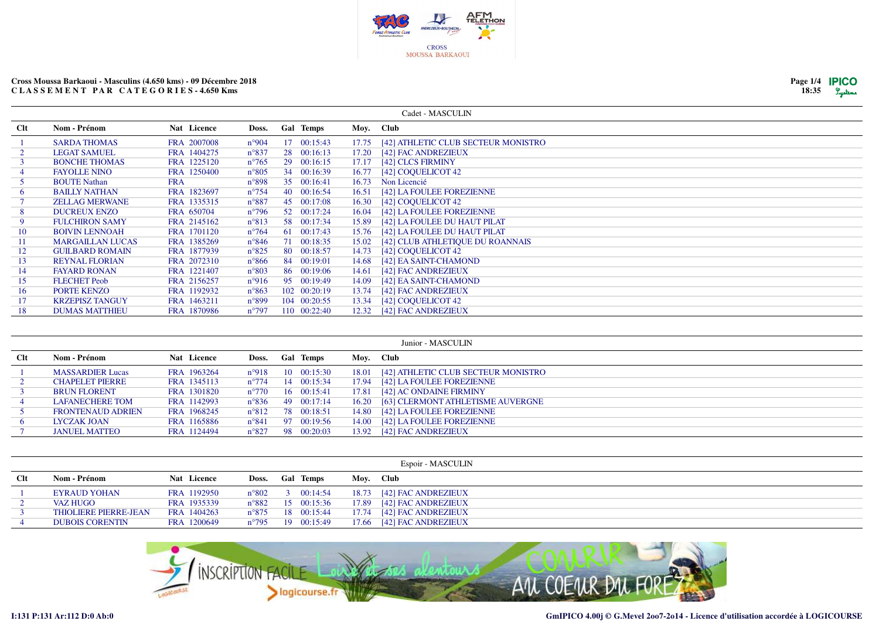CROSS
MOUSSA BARKAOUI

**Cross Moussa Barkaoui - Masculins (4.650 kms) - 09 Décembre 2018**
**C L A S S E M E N T   P A R   C A T E G O R I E S - 4.650 Kms**

### Cadet - MASCULIN

| Clt | Nom - Prénom | Nat | Licence | Doss. | Gal | Temps | Moy. | Club |
|---|---|---|---|---|---|---|---|---|
| 1 | SARDA THOMAS | FRA | 2007008 | n°904 | 17 | 00:15:43 | 17.75 | [42] ATHLETIC CLUB SECTEUR MONISTRO |
| 2 | LEGAT SAMUEL | FRA | 1404275 | n°837 | 28 | 00:16:13 | 17.20 | [42] FAC ANDREZIEUX |
| 3 | BONCHE THOMAS | FRA | 1225120 | n°765 | 29 | 00:16:15 | 17.17 | [42] CLCS FIRMINY |
| 4 | FAYOLLE NINO | FRA | 1250400 | n°805 | 34 | 00:16:39 | 16.77 | [42] COQUELICOT 42 |
| 5 | BOUTE Nathan | FRA | | n°898 | 35 | 00:16:41 | 16.73 | Non Licencié |
| 6 | BAILLY NATHAN | FRA | 1823697 | n°754 | 40 | 00:16:54 | 16.51 | [42] LA FOULEE FOREZIENNE |
| 7 | ZELLAG MERWANE | FRA | 1335315 | n°887 | 45 | 00:17:08 | 16.30 | [42] COQUELICOT 42 |
| 8 | DUCREUX ENZO | FRA | 650704 | n°796 | 52 | 00:17:24 | 16.04 | [42] LA FOULEE FOREZIENNE |
| 9 | FULCHIRON SAMY | FRA | 2145162 | n°813 | 58 | 00:17:34 | 15.89 | [42] LA FOULEE DU HAUT PILAT |
| 10 | BOIVIN LENNOAH | FRA | 1701120 | n°764 | 61 | 00:17:43 | 15.76 | [42] LA FOULEE DU HAUT PILAT |
| 11 | MARGAILLAN LUCAS | FRA | 1385269 | n°846 | 71 | 00:18:35 | 15.02 | [42] CLUB ATHLETIQUE DU ROANNAIS |
| 12 | GUILBARD ROMAIN | FRA | 1877939 | n°825 | 80 | 00:18:57 | 14.73 | [42] COQUELICOT 42 |
| 13 | REYNAL FLORIAN | FRA | 2072310 | n°866 | 84 | 00:19:01 | 14.68 | [42] EA SAINT-CHAMOND |
| 14 | FAYARD RONAN | FRA | 1221407 | n°803 | 86 | 00:19:06 | 14.61 | [42] FAC ANDREZIEUX |
| 15 | FLECHET Peob | FRA | 2156257 | n°916 | 95 | 00:19:49 | 14.09 | [42] EA SAINT-CHAMOND |
| 16 | PORTE KENZO | FRA | 1192932 | n°863 | 102 | 00:20:19 | 13.74 | [42] FAC ANDREZIEUX |
| 17 | KRZEPISZ TANGUY | FRA | 1463211 | n°899 | 104 | 00:20:55 | 13.34 | [42] COQUELICOT 42 |
| 18 | DUMAS MATTHIEU | FRA | 1870986 | n°797 | 110 | 00:22:40 | 12.32 | [42] FAC ANDREZIEUX |

### Junior - MASCULIN

| Clt | Nom - Prénom | Nat | Licence | Doss. | Gal | Temps | Moy. | Club |
|---|---|---|---|---|---|---|---|---|
| 1 | MASSARDIER Lucas | FRA | 1963264 | n°918 | 10 | 00:15:30 | 18.01 | [42] ATHLETIC CLUB SECTEUR MONISTRO |
| 2 | CHAPELET PIERRE | FRA | 1345113 | n°774 | 14 | 00:15:34 | 17.94 | [42] LA FOULEE FOREZIENNE |
| 3 | BRUN FLORENT | FRA | 1301820 | n°770 | 16 | 00:15:41 | 17.81 | [42] AC ONDAINE FIRMINY |
| 4 | LAFANECHERE TOM | FRA | 1142993 | n°836 | 49 | 00:17:14 | 16.20 | [63] CLERMONT ATHLETISME AUVERGNE |
| 5 | FRONTENAUD ADRIEN | FRA | 1968245 | n°812 | 78 | 00:18:51 | 14.80 | [42] LA FOULEE FOREZIENNE |
| 6 | LYCZAK JOAN | FRA | 1165886 | n°841 | 97 | 00:19:56 | 14.00 | [42] LA FOULEE FOREZIENNE |
| 7 | JANUEL MATTEO | FRA | 1124494 | n°827 | 98 | 00:20:03 | 13.92 | [42] FAC ANDREZIEUX |

### Espoir - MASCULIN

| Clt | Nom - Prénom | Nat | Licence | Doss. | Gal | Temps | Moy. | Club |
|---|---|---|---|---|---|---|---|---|
| 1 | EYRAUD YOHAN | FRA | 1192950 | n°802 | 3 | 00:14:54 | 18.73 | [42] FAC ANDREZIEUX |
| 2 | VAZ HUGO | FRA | 1935339 | n°882 | 15 | 00:15:36 | 17.89 | [42] FAC ANDREZIEUX |
| 3 | THIOLIERE PIERRE-JEAN | FRA | 1404263 | n°875 | 18 | 00:15:44 | 17.74 | [42] FAC ANDREZIEUX |
| 4 | DUBOIS CORENTIN | FRA | 1200649 | n°795 | 19 | 00:15:49 | 17.66 | [42] FAC ANDREZIEUX |

I:131 P:131 Ar:112 D:0 Ab:0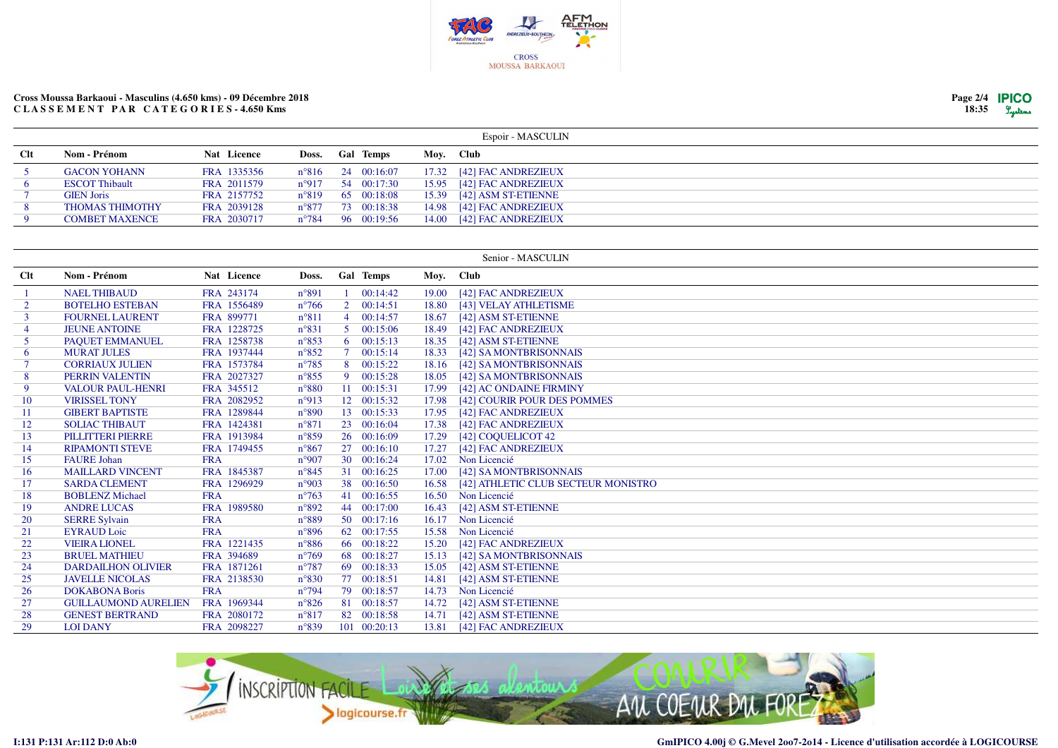CROSS MOUSSA BARKAOUI

**Cross Moussa Barkaoui - Masculins (4.650 kms) - 09 Décembre 2018**
**CLASSEMENT PAR CATEGORIES - 4.650 Kms**

## Espoir - MASCULIN

| Clt | Nom - Prénom | Nat | Licence | Doss. | Gal | Temps | Moy. | Club |
|---|---|---|---|---|---|---|---|---|
| 5 | GACON YOHANN | FRA | 1335356 | n°816 | 24 | 00:16:07 | 17.32 | [42] FAC ANDREZIEUX |
| 6 | ESCOT Thibault | FRA | 2011579 | n°917 | 54 | 00:17:30 | 15.95 | [42] FAC ANDREZIEUX |
| 7 | GIEN Joris | FRA | 2157752 | n°819 | 65 | 00:18:08 | 15.39 | [42] ASM ST-ETIENNE |
| 8 | THOMAS THIMOTHY | FRA | 2039128 | n°877 | 73 | 00:18:38 | 14.98 | [42] FAC ANDREZIEUX |
| 9 | COMBET MAXENCE | FRA | 2030717 | n°784 | 96 | 00:19:56 | 14.00 | [42] FAC ANDREZIEUX |

## Senior - MASCULIN

| Clt | Nom - Prénom | Nat | Licence | Doss. | Gal | Temps | Moy. | Club |
|---|---|---|---|---|---|---|---|---|
| 1 | NAEL THIBAUD | FRA | 243174 | n°891 | 1 | 00:14:42 | 19.00 | [42] FAC ANDREZIEUX |
| 2 | BOTELHO ESTEBAN | FRA | 1556489 | n°766 | 2 | 00:14:51 | 18.80 | [43] VELAY ATHLETISME |
| 3 | FOURNEL LAURENT | FRA | 899771 | n°811 | 4 | 00:14:57 | 18.67 | [42] ASM ST-ETIENNE |
| 4 | JEUNE ANTOINE | FRA | 1228725 | n°831 | 5 | 00:15:06 | 18.49 | [42] FAC ANDREZIEUX |
| 5 | PAQUET EMMANUEL | FRA | 1258738 | n°853 | 6 | 00:15:13 | 18.35 | [42] ASM ST-ETIENNE |
| 6 | MURAT JULES | FRA | 1937444 | n°852 | 7 | 00:15:14 | 18.33 | [42] SA MONTBRISONNAIS |
| 7 | CORRIAUX JULIEN | FRA | 1573784 | n°785 | 8 | 00:15:22 | 18.16 | [42] SA MONTBRISONNAIS |
| 8 | PERRIN VALENTIN | FRA | 2027327 | n°855 | 9 | 00:15:28 | 18.05 | [42] SA MONTBRISONNAIS |
| 9 | VALOUR PAUL-HENRI | FRA | 345512 | n°880 | 11 | 00:15:31 | 17.99 | [42] AC ONDAINE FIRMINY |
| 10 | VIRISSEL TONY | FRA | 2082952 | n°913 | 12 | 00:15:32 | 17.98 | [42] COURIR POUR DES POMMES |
| 11 | GIBERT BAPTISTE | FRA | 1289844 | n°890 | 13 | 00:15:33 | 17.95 | [42] FAC ANDREZIEUX |
| 12 | SOLIAC THIBAUT | FRA | 1424381 | n°871 | 23 | 00:16:04 | 17.38 | [42] FAC ANDREZIEUX |
| 13 | PILLITTERI PIERRE | FRA | 1913984 | n°859 | 26 | 00:16:09 | 17.29 | [42] COQUELICOT 42 |
| 14 | RIPAMONTI STEVE | FRA | 1749455 | n°867 | 27 | 00:16:10 | 17.27 | [42] FAC ANDREZIEUX |
| 15 | FAURE Johan | FRA | | n°907 | 30 | 00:16:24 | 17.02 | Non Licencié |
| 16 | MAILLARD VINCENT | FRA | 1845387 | n°845 | 31 | 00:16:25 | 17.00 | [42] SA MONTBRISONNAIS |
| 17 | SARDA CLEMENT | FRA | 1296929 | n°903 | 38 | 00:16:50 | 16.58 | [42] ATHLETIC CLUB SECTEUR MONISTRO |
| 18 | BOBLENZ Michael | FRA | | n°763 | 41 | 00:16:55 | 16.50 | Non Licencié |
| 19 | ANDRE LUCAS | FRA | 1989580 | n°892 | 44 | 00:17:00 | 16.43 | [42] ASM ST-ETIENNE |
| 20 | SERRE Sylvain | FRA | | n°889 | 50 | 00:17:16 | 16.17 | Non Licencié |
| 21 | EYRAUD Loic | FRA | | n°896 | 62 | 00:17:55 | 15.58 | Non Licencié |
| 22 | VIEIRA LIONEL | FRA | 1221435 | n°886 | 66 | 00:18:22 | 15.20 | [42] FAC ANDREZIEUX |
| 23 | BRUEL MATHIEU | FRA | 394689 | n°769 | 68 | 00:18:27 | 15.13 | [42] SA MONTBRISONNAIS |
| 24 | DARDAILHON OLIVIER | FRA | 1871261 | n°787 | 69 | 00:18:33 | 15.05 | [42] ASM ST-ETIENNE |
| 25 | JAVELLE NICOLAS | FRA | 2138530 | n°830 | 77 | 00:18:51 | 14.81 | [42] ASM ST-ETIENNE |
| 26 | DOKABONA Boris | FRA | | n°794 | 79 | 00:18:57 | 14.73 | Non Licencié |
| 27 | GUILLAUMOND AURELIEN | FRA | 1969344 | n°826 | 81 | 00:18:57 | 14.72 | [42] ASM ST-ETIENNE |
| 28 | GENEST BERTRAND | FRA | 2080172 | n°817 | 82 | 00:18:58 | 14.71 | [42] ASM ST-ETIENNE |
| 29 | LOI DANY | FRA | 2098227 | n°839 | 101 | 00:20:13 | 13.81 | [42] FAC ANDREZIEUX |

I:131 P:131 Ar:112 D:0 Ab:0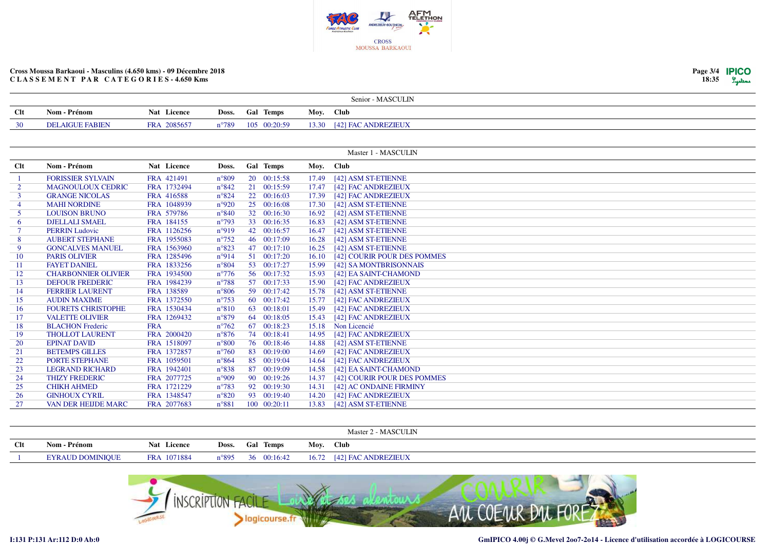**Cross Moussa Barkaoui - Masculins (4.650 kms) - 09 Décembre 2018**
**C L A S S E M E N T   P A R   C A T E G O R I E S - 4.650 Kms**

### Senior - MASCULIN

| Clt | Nom - Prénom | Nat | Licence | Doss. | Gal | Temps | Moy. | Club |
|---|---|---|---|---|---|---|---|---|
| 30 | DELAIGUE FABIEN | FRA | 2085657 | n°789 | 105 | 00:20:59 | 13.30 | [42] FAC ANDREZIEUX |

### Master 1 - MASCULIN

| Clt | Nom - Prénom | Nat | Licence | Doss. | Gal | Temps | Moy. | Club |
|---|---|---|---|---|---|---|---|---|
| 1 | FORISSIER SYLVAIN | FRA | 421491 | n°809 | 20 | 00:15:58 | 17.49 | [42] ASM ST-ETIENNE |
| 2 | MAGNOULOUX CEDRIC | FRA | 1732494 | n°842 | 21 | 00:15:59 | 17.47 | [42] FAC ANDREZIEUX |
| 3 | GRANGE NICOLAS | FRA | 416588 | n°824 | 22 | 00:16:03 | 17.39 | [42] FAC ANDREZIEUX |
| 4 | MAHI NORDINE | FRA | 1048939 | n°920 | 25 | 00:16:08 | 17.30 | [42] ASM ST-ETIENNE |
| 5 | LOUISON BRUNO | FRA | 579786 | n°840 | 32 | 00:16:30 | 16.92 | [42] ASM ST-ETIENNE |
| 6 | DJELLALI SMAEL | FRA | 184155 | n°793 | 33 | 00:16:35 | 16.83 | [42] ASM ST-ETIENNE |
| 7 | PERRIN Ludovic | FRA | 1126256 | n°919 | 42 | 00:16:57 | 16.47 | [42] ASM ST-ETIENNE |
| 8 | AUBERT STEPHANE | FRA | 1955083 | n°752 | 46 | 00:17:09 | 16.28 | [42] ASM ST-ETIENNE |
| 9 | GONCALVES MANUEL | FRA | 1563960 | n°823 | 47 | 00:17:10 | 16.25 | [42] ASM ST-ETIENNE |
| 10 | PARIS OLIVIER | FRA | 1285496 | n°914 | 51 | 00:17:20 | 16.10 | [42] COURIR POUR DES POMMES |
| 11 | FAYET DANIEL | FRA | 1833256 | n°804 | 53 | 00:17:27 | 15.99 | [42] SA MONTBRISONNAIS |
| 12 | CHARBONNIER OLIVIER | FRA | 1934500 | n°776 | 56 | 00:17:32 | 15.93 | [42] EA SAINT-CHAMOND |
| 13 | DEFOUR FREDERIC | FRA | 1984239 | n°788 | 57 | 00:17:33 | 15.90 | [42] FAC ANDREZIEUX |
| 14 | FERRIER LAURENT | FRA | 138589 | n°806 | 59 | 00:17:42 | 15.78 | [42] ASM ST-ETIENNE |
| 15 | AUDIN MAXIME | FRA | 1372550 | n°753 | 60 | 00:17:42 | 15.77 | [42] FAC ANDREZIEUX |
| 16 | FOURETS CHRISTOPHE | FRA | 1530434 | n°810 | 63 | 00:18:01 | 15.49 | [42] FAC ANDREZIEUX |
| 17 | VALETTE OLIVIER | FRA | 1269432 | n°879 | 64 | 00:18:05 | 15.43 | [42] FAC ANDREZIEUX |
| 18 | BLACHON Frederic | FRA | | n°762 | 67 | 00:18:23 | 15.18 | Non Licencié |
| 19 | THOLLOT LAURENT | FRA | 2000420 | n°876 | 74 | 00:18:41 | 14.95 | [42] FAC ANDREZIEUX |
| 20 | EPINAT DAVID | FRA | 1518097 | n°800 | 76 | 00:18:46 | 14.88 | [42] ASM ST-ETIENNE |
| 21 | BETEMPS GILLES | FRA | 1372857 | n°760 | 83 | 00:19:00 | 14.69 | [42] FAC ANDREZIEUX |
| 22 | PORTE STEPHANE | FRA | 1059501 | n°864 | 85 | 00:19:04 | 14.64 | [42] FAC ANDREZIEUX |
| 23 | LEGRAND RICHARD | FRA | 1942401 | n°838 | 87 | 00:19:09 | 14.58 | [42] EA SAINT-CHAMOND |
| 24 | THIZY FREDERIC | FRA | 2077725 | n°909 | 90 | 00:19:26 | 14.37 | [42] COURIR POUR DES POMMES |
| 25 | CHIKH AHMED | FRA | 1721229 | n°783 | 92 | 00:19:30 | 14.31 | [42] AC ONDAINE FIRMINY |
| 26 | GINHOUX CYRIL | FRA | 1348547 | n°820 | 93 | 00:19:40 | 14.20 | [42] FAC ANDREZIEUX |
| 27 | VAN DER HEIJDE MARC | FRA | 2077683 | n°881 | 100 | 00:20:11 | 13.83 | [42] ASM ST-ETIENNE |

### Master 2 - MASCULIN

| Clt | Nom - Prénom | Nat | Licence | Doss. | Gal | Temps | Moy. | Club |
|---|---|---|---|---|---|---|---|---|
| 1 | EYRAUD DOMINIQUE | FRA | 1071884 | n°895 | 36 | 00:16:42 | 16.72 | [42] FAC ANDREZIEUX |

I:131 P:131 Ar:112 D:0 Ab:0

GmIPICO 4.00j © G.Mevel 2oo7-2o14 - Licence d'utilisation accordée à LOGICOURSE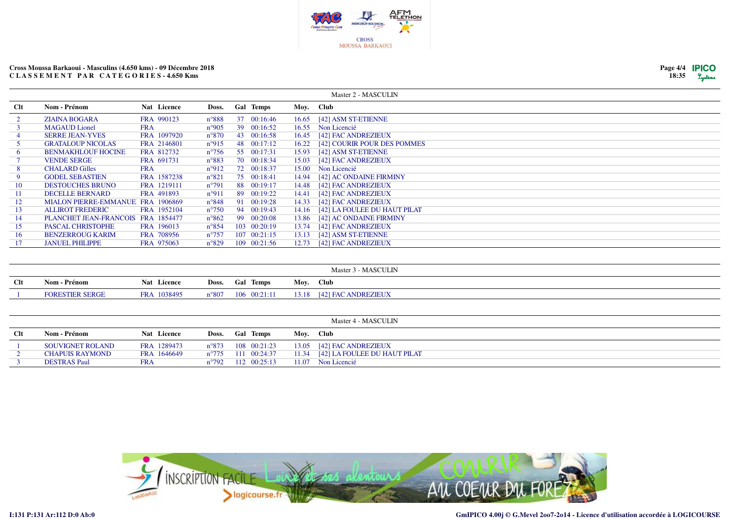CROSS
MOUSSA BARKAOUI

**Cross Moussa Barkaoui - Masculins (4.650 kms) - 09 Décembre 2018**
**C L A S S E M E N T  P A R  C A T E G O R I E S - 4.650 Kms**

### Master 2 - MASCULIN

| Clt | Nom - Prénom | Nat | Licence | Doss. | Gal | Temps | Moy. | Club |
|---|---|---|---|---|---|---|---|---|
| 2 | ZIAINA BOGARA | FRA | 990123 | n°888 | 37 | 00:16:46 | 16.65 | [42] ASM ST-ETIENNE |
| 3 | MAGAUD Lionel | FRA | | n°905 | 39 | 00:16:52 | 16.55 | Non Licencié |
| 4 | SERRE JEAN-YVES | FRA | 1097920 | n°870 | 43 | 00:16:58 | 16.45 | [42] FAC ANDREZIEUX |
| 5 | GRATALOUP NICOLAS | FRA | 2146801 | n°915 | 48 | 00:17:12 | 16.22 | [42] COURIR POUR DES POMMES |
| 6 | BENMAKHLOUF HOCINE | FRA | 812732 | n°756 | 55 | 00:17:31 | 15.93 | [42] ASM ST-ETIENNE |
| 7 | VENDE SERGE | FRA | 691731 | n°883 | 70 | 00:18:34 | 15.03 | [42] FAC ANDREZIEUX |
| 8 | CHALARD Gilles | FRA | | n°912 | 72 | 00:18:37 | 15.00 | Non Licencié |
| 9 | GODEL SEBASTIEN | FRA | 1587238 | n°821 | 75 | 00:18:41 | 14.94 | [42] AC ONDAINE FIRMINY |
| 10 | DESTOUCHES BRUNO | FRA | 1219111 | n°791 | 88 | 00:19:17 | 14.48 | [42] FAC ANDREZIEUX |
| 11 | DECELLE BERNARD | FRA | 491893 | n°911 | 89 | 00:19:22 | 14.41 | [42] FAC ANDREZIEUX |
| 12 | MIALON PIERRE-EMMANUE | FRA | 1906869 | n°848 | 91 | 00:19:28 | 14.33 | [42] FAC ANDREZIEUX |
| 13 | ALLIROT FREDERIC | FRA | 1952104 | n°750 | 94 | 00:19:43 | 14.16 | [42] LA FOULEE DU HAUT PILAT |
| 14 | PLANCHET JEAN-FRANCOIS | FRA | 1854477 | n°862 | 99 | 00:20:08 | 13.86 | [42] AC ONDAINE FIRMINY |
| 15 | PASCAL CHRISTOPHE | FRA | 196013 | n°854 | 103 | 00:20:19 | 13.74 | [42] FAC ANDREZIEUX |
| 16 | BENZERROUG KARIM | FRA | 708956 | n°757 | 107 | 00:21:15 | 13.13 | [42] ASM ST-ETIENNE |
| 17 | JANUEL PHILIPPE | FRA | 975063 | n°829 | 109 | 00:21:56 | 12.73 | [42] FAC ANDREZIEUX |

### Master 3 - MASCULIN

| Clt | Nom - Prénom | Nat | Licence | Doss. | Gal | Temps | Moy. | Club |
|---|---|---|---|---|---|---|---|---|
| 1 | FORESTIER SERGE | FRA | 1038495 | n°807 | 106 | 00:21:11 | 13.18 | [42] FAC ANDREZIEUX |

### Master 4 - MASCULIN

| Clt | Nom - Prénom | Nat | Licence | Doss. | Gal | Temps | Moy. | Club |
|---|---|---|---|---|---|---|---|---|
| 1 | SOUVIGNET ROLAND | FRA | 1289473 | n°873 | 108 | 00:21:23 | 13.05 | [42] FAC ANDREZIEUX |
| 2 | CHAPUIS RAYMOND | FRA | 1646649 | n°775 | 111 | 00:24:37 | 11.34 | [42] LA FOULEE DU HAUT PILAT |
| 3 | DESTRAS Paul | FRA | | n°792 | 112 | 00:25:13 | 11.07 | Non Licencié |

I:131 P:131 Ar:112 D:0 Ab:0

GmIPICO 4.00j © G.Mevel 2oo7-2o14 - Licence d'utilisation accordée à LOGICOURSE